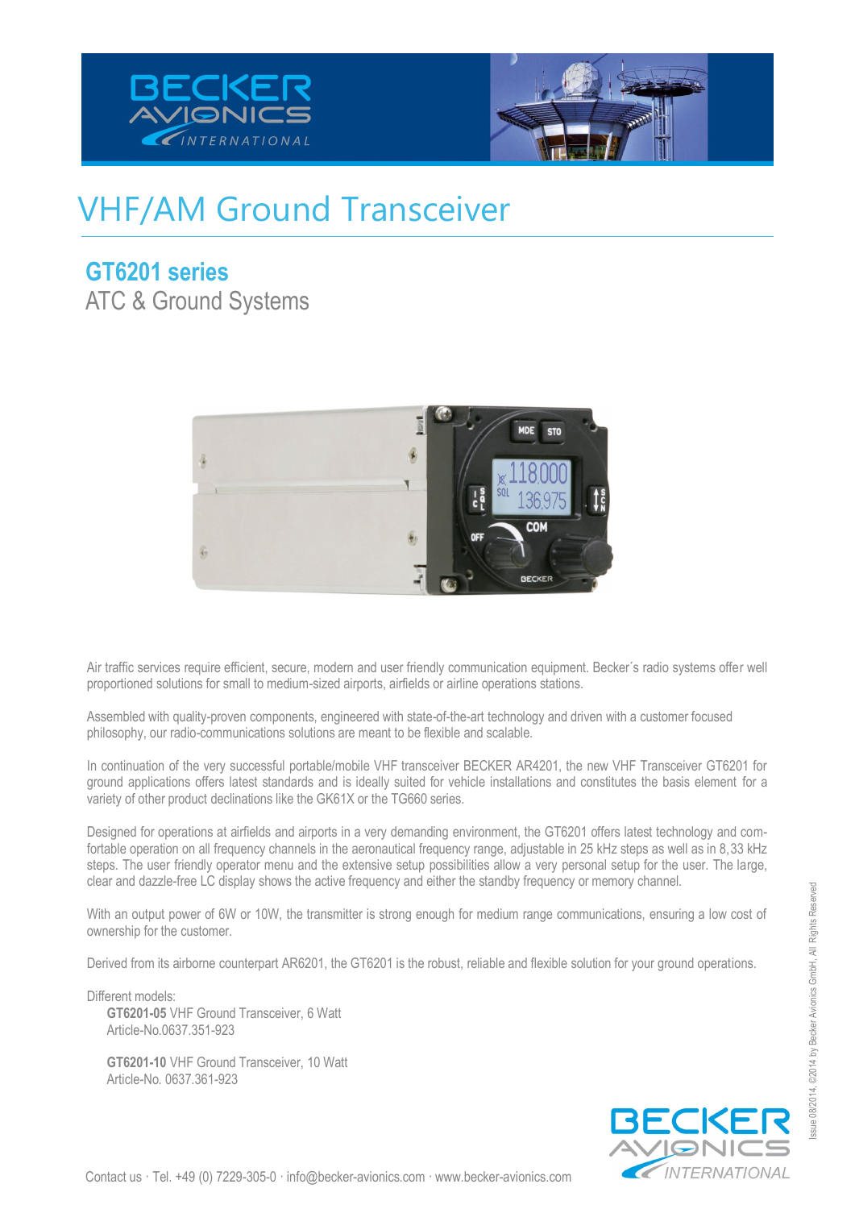# VHF/AM Ground Transceiver

## GT6201 series

ATC & Ground Systems

Air traffic services require efficient, secure, modern and user friendly communication equipment. Becker´s radio systems offer well proportioned solutions for small to medium-sized airports, airfields or airline operations stations.

Assembled with quality-proven components, engineered with state-of-the-art technology and driven with a customer focused philosophy, our radio-communications solutions are meant to be flexible and scalable.

In continuation of the very successful portable/mobile VHF transceiver BECKER AR4201, the new VHF Transceiver GT6201 for ground applications offers latest standards and is ideally suited for vehicle installations and constitutes the basis element for a variety of other product declinations like the GK61X or the TG660 series.

Designed for operations at airfields and airports in a very demanding environment, the GT6201 offers latest technology and comfortable operation on all frequency channels in the aeronautical frequency range, adjustable in 25 kHz steps as well as in 8,33 kHz steps. The user friendly operator menu and the extensive setup possibilities allow a very personal setup for the user. The large, clear and dazzle-free LC display shows the active frequency and either the standby frequency or memory channel.

With an output power of 6W or 10W, the transmitter is strong enough for medium range communications, ensuring a low cost of ownership for the customer.

Derived from its airborne counterpart AR6201, the GT6201 is the robust, reliable and flexible solution for your ground operations.

Different models:

**GT6201-05** VHF Ground Transceiver, 6 Watt
Article-No.0637.351-923

**GT6201-10** VHF Ground Transceiver, 10 Watt
Article-No. 0637.361-923

Contact us · Tel. +49 (0) 7229-305-0 · info@becker-avionics.com · www.becker-avionics.com

Issue 08/2014, ©2014 by Becker Avionics GmbH, All Rights Reserved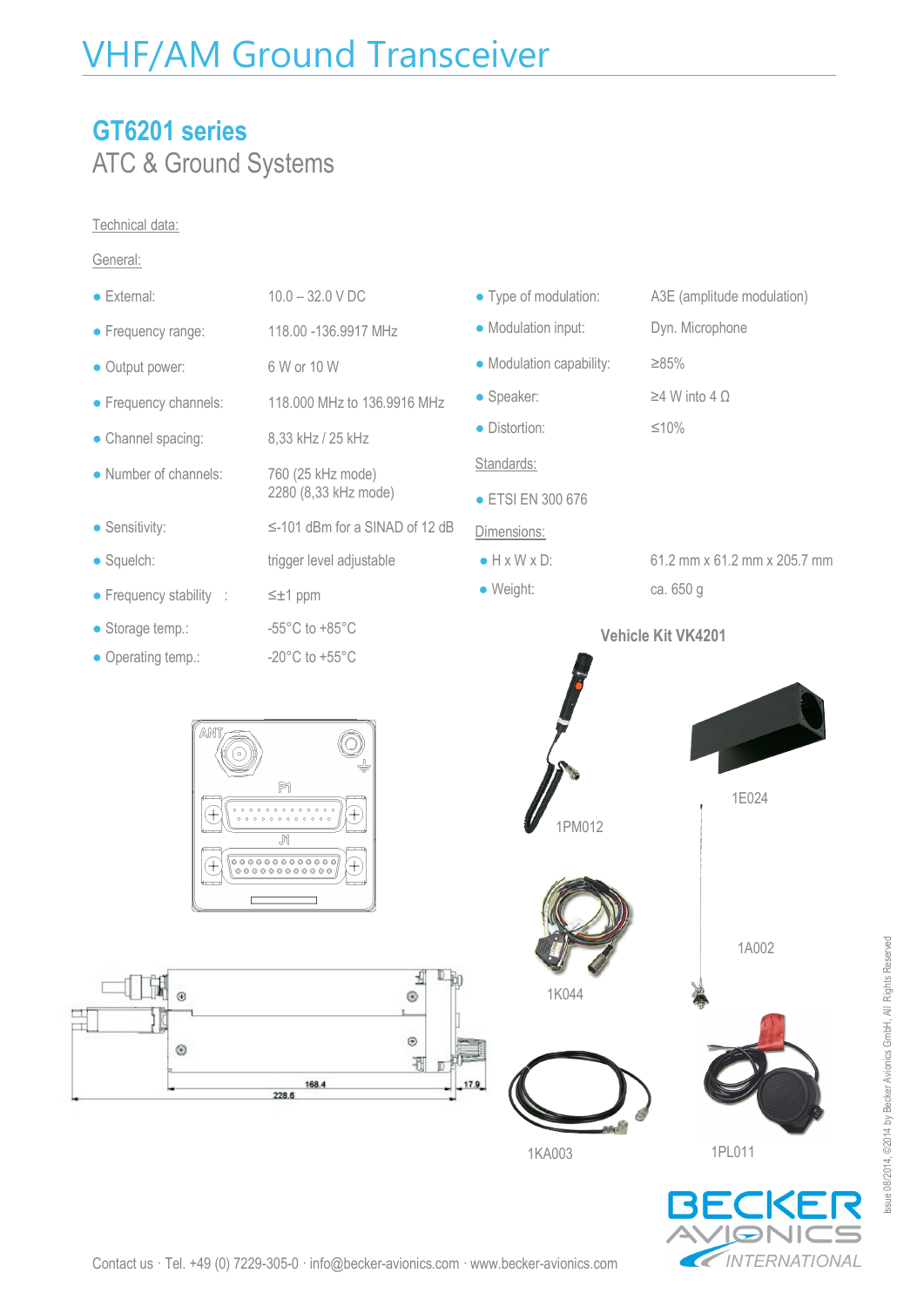# VHF/AM Ground Transceiver

## GT6201 series

ATC & Ground Systems

Technical data:

General:

- External: 10.0 – 32.0 V DC
- Frequency range: 118.00 -136.9917 MHz
- Output power: 6 W or 10 W
- Frequency channels: 118.000 MHz to 136.9916 MHz
- Channel spacing: 8,33 kHz / 25 kHz
- Number of channels: 760 (25 kHz mode) 2280 (8,33 kHz mode)
- Sensitivity: ≤-101 dBm for a SINAD of 12 dB
- Squelch: trigger level adjustable
- Frequency stability : ≤±1 ppm
- Storage temp.: -55°C to +85°C
- Operating temp.: -20°C to +55°C
- Type of modulation: A3E (amplitude modulation)
- Modulation input: Dyn. Microphone
- Modulation capability: ≥85%
- Speaker: ≥4 W into 4 Ω
- Distortion: ≤10%

Standards:

- ETSI EN 300 676

Dimensions:

- H x W x D: 61.2 mm x 61.2 mm x 205.7 mm
- Weight: ca. 650 g

ANT

P1

J1

168.4

228.6

17.9

**Vehicle Kit VK4201**

1PM012

1E024

1K044

1A002

1KA003

1PL011

Contact us · Tel. +49 (0) 7229-305-0 · info@becker-avionics.com · www.becker-avionics.com

Issue 08/2014, ©2014 by Becker Avionics GmbH, All Rights Reserved